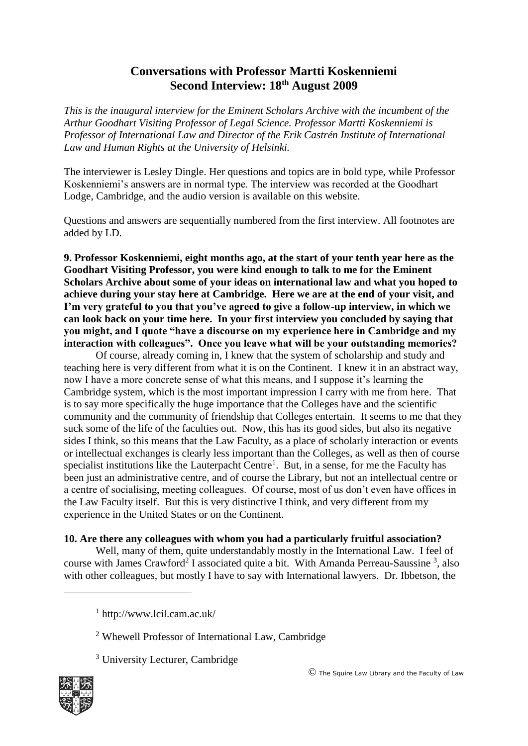# Conversations with Professor Martti Koskenniemi
## Second Interview: 18th August 2009

*This is the inaugural interview for the Eminent Scholars Archive with the incumbent of the Arthur Goodhart Visiting Professor of Legal Science. Professor Martti Koskenniemi is Professor of International Law and Director of the Erik Castrén Institute of International Law and Human Rights at the University of Helsinki.*

The interviewer is Lesley Dingle. Her questions and topics are in bold type, while Professor Koskenniemi's answers are in normal type. The interview was recorded at the Goodhart Lodge, Cambridge, and the audio version is available on this website.

Questions and answers are sequentially numbered from the first interview. All footnotes are added by LD.

**9. Professor Koskenniemi, eight months ago, at the start of your tenth year here as the Goodhart Visiting Professor, you were kind enough to talk to me for the Eminent Scholars Archive about some of your ideas on international law and what you hoped to achieve during your stay here at Cambridge. Here we are at the end of your visit, and I'm very grateful to you that you've agreed to give a follow-up interview, in which we can look back on your time here. In your first interview you concluded by saying that you might, and I quote "have a discourse on my experience here in Cambridge and my interaction with colleagues". Once you leave what will be your outstanding memories?**

Of course, already coming in, I knew that the system of scholarship and study and teaching here is very different from what it is on the Continent. I knew it in an abstract way, now I have a more concrete sense of what this means, and I suppose it's learning the Cambridge system, which is the most important impression I carry with me from here. That is to say more specifically the huge importance that the Colleges have and the scientific community and the community of friendship that Colleges entertain. It seems to me that they suck some of the life of the faculties out. Now, this has its good sides, but also its negative sides I think, so this means that the Law Faculty, as a place of scholarly interaction or events or intellectual exchanges is clearly less important than the Colleges, as well as then of course specialist institutions like the Lauterpacht Centre[1]. But, in a sense, for me the Faculty has been just an administrative centre, and of course the Library, but not an intellectual centre or a centre of socialising, meeting colleagues. Of course, most of us don't even have offices in the Law Faculty itself. But this is very distinctive I think, and very different from my experience in the United States or on the Continent.

**10. Are there any colleagues with whom you had a particularly fruitful association?**

Well, many of them, quite understandably mostly in the International Law. I feel of course with James Crawford[2] I associated quite a bit. With Amanda Perreau-Saussine [3], also with other colleagues, but mostly I have to say with International lawyers. Dr. Ibbetson, the

---

[1] http://www.lcil.cam.ac.uk/

[2] Whewell Professor of International Law, Cambridge

[3] University Lecturer, Cambridge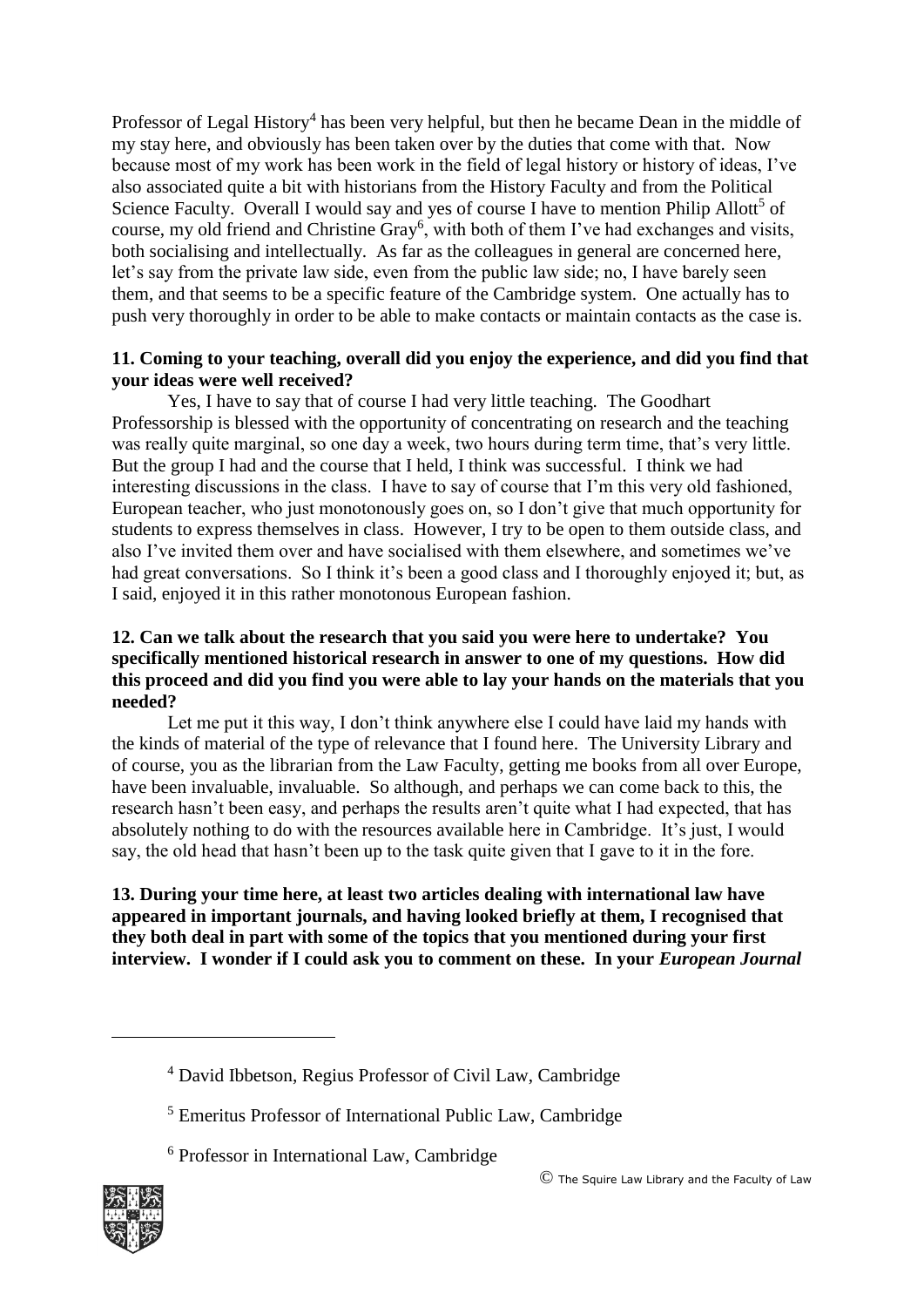Professor of Legal History[4] has been very helpful, but then he became Dean in the middle of my stay here, and obviously has been taken over by the duties that come with that. Now because most of my work has been work in the field of legal history or history of ideas, I've also associated quite a bit with historians from the History Faculty and from the Political Science Faculty. Overall I would say and yes of course I have to mention Philip Allott[5] of course, my old friend and Christine Gray[6], with both of them I've had exchanges and visits, both socialising and intellectually. As far as the colleagues in general are concerned here, let's say from the private law side, even from the public law side; no, I have barely seen them, and that seems to be a specific feature of the Cambridge system. One actually has to push very thoroughly in order to be able to make contacts or maintain contacts as the case is.

**11. Coming to your teaching, overall did you enjoy the experience, and did you find that your ideas were well received?**

Yes, I have to say that of course I had very little teaching. The Goodhart Professorship is blessed with the opportunity of concentrating on research and the teaching was really quite marginal, so one day a week, two hours during term time, that's very little. But the group I had and the course that I held, I think was successful. I think we had interesting discussions in the class. I have to say of course that I'm this very old fashioned, European teacher, who just monotonously goes on, so I don't give that much opportunity for students to express themselves in class. However, I try to be open to them outside class, and also I've invited them over and have socialised with them elsewhere, and sometimes we've had great conversations. So I think it's been a good class and I thoroughly enjoyed it; but, as I said, enjoyed it in this rather monotonous European fashion.

**12. Can we talk about the research that you said you were here to undertake? You specifically mentioned historical research in answer to one of my questions. How did this proceed and did you find you were able to lay your hands on the materials that you needed?**

Let me put it this way, I don't think anywhere else I could have laid my hands with the kinds of material of the type of relevance that I found here. The University Library and of course, you as the librarian from the Law Faculty, getting me books from all over Europe, have been invaluable, invaluable. So although, and perhaps we can come back to this, the research hasn't been easy, and perhaps the results aren't quite what I had expected, that has absolutely nothing to do with the resources available here in Cambridge. It's just, I would say, the old head that hasn't been up to the task quite given that I gave to it in the fore.

**13. During your time here, at least two articles dealing with international law have appeared in important journals, and having looked briefly at them, I recognised that they both deal in part with some of the topics that you mentioned during your first interview. I wonder if I could ask you to comment on these. In your *European Journal***

[4] David Ibbetson, Regius Professor of Civil Law, Cambridge

[5] Emeritus Professor of International Public Law, Cambridge

[6] Professor in International Law, Cambridge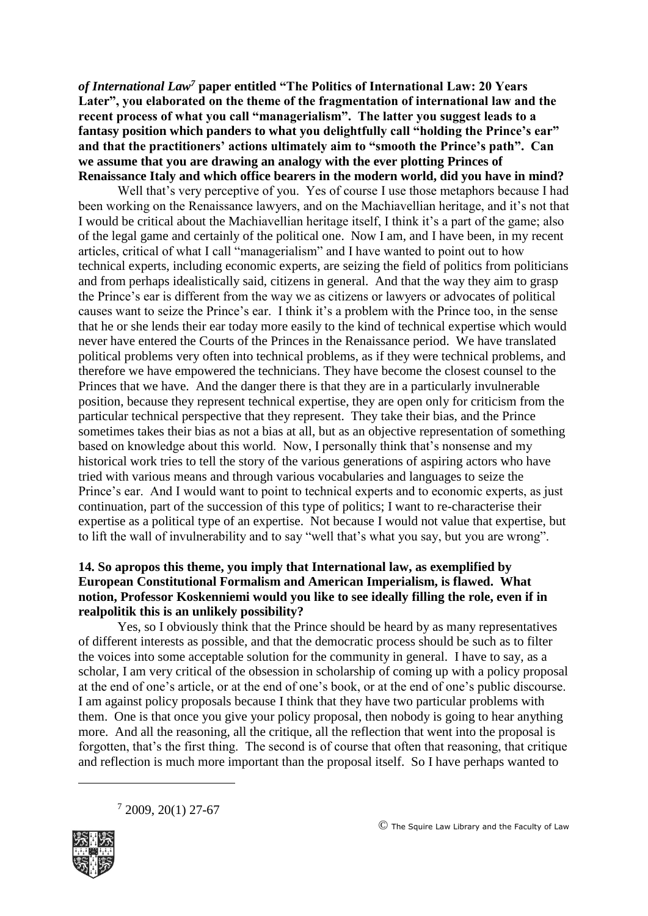***of International Law*[7] paper entitled "The Politics of International Law: 20 Years Later", you elaborated on the theme of the fragmentation of international law and the recent process of what you call "managerialism". The latter you suggest leads to a fantasy position which panders to what you delightfully call "holding the Prince's ear" and that the practitioners' actions ultimately aim to "smooth the Prince's path". Can we assume that you are drawing an analogy with the ever plotting Princes of Renaissance Italy and which office bearers in the modern world, did you have in mind?**

Well that's very perceptive of you. Yes of course I use those metaphors because I had been working on the Renaissance lawyers, and on the Machiavellian heritage, and it's not that I would be critical about the Machiavellian heritage itself, I think it's a part of the game; also of the legal game and certainly of the political one. Now I am, and I have been, in my recent articles, critical of what I call "managerialism" and I have wanted to point out to how technical experts, including economic experts, are seizing the field of politics from politicians and from perhaps idealistically said, citizens in general. And that the way they aim to grasp the Prince's ear is different from the way we as citizens or lawyers or advocates of political causes want to seize the Prince's ear. I think it's a problem with the Prince too, in the sense that he or she lends their ear today more easily to the kind of technical expertise which would never have entered the Courts of the Princes in the Renaissance period. We have translated political problems very often into technical problems, as if they were technical problems, and therefore we have empowered the technicians. They have become the closest counsel to the Princes that we have. And the danger there is that they are in a particularly invulnerable position, because they represent technical expertise, they are open only for criticism from the particular technical perspective that they represent. They take their bias, and the Prince sometimes takes their bias as not a bias at all, but as an objective representation of something based on knowledge about this world. Now, I personally think that's nonsense and my historical work tries to tell the story of the various generations of aspiring actors who have tried with various means and through various vocabularies and languages to seize the Prince's ear. And I would want to point to technical experts and to economic experts, as just continuation, part of the succession of this type of politics; I want to re-characterise their expertise as a political type of an expertise. Not because I would not value that expertise, but to lift the wall of invulnerability and to say "well that's what you say, but you are wrong".

**14. So apropos this theme, you imply that International law, as exemplified by European Constitutional Formalism and American Imperialism, is flawed. What notion, Professor Koskenniemi would you like to see ideally filling the role, even if in realpolitik this is an unlikely possibility?**

Yes, so I obviously think that the Prince should be heard by as many representatives of different interests as possible, and that the democratic process should be such as to filter the voices into some acceptable solution for the community in general. I have to say, as a scholar, I am very critical of the obsession in scholarship of coming up with a policy proposal at the end of one's article, or at the end of one's book, or at the end of one's public discourse. I am against policy proposals because I think that they have two particular problems with them. One is that once you give your policy proposal, then nobody is going to hear anything more. And all the reasoning, all the critique, all the reflection that went into the proposal is forgotten, that's the first thing. The second is of course that often that reasoning, that critique and reflection is much more important than the proposal itself. So I have perhaps wanted to

---

[7] 2009, 20(1) 27-67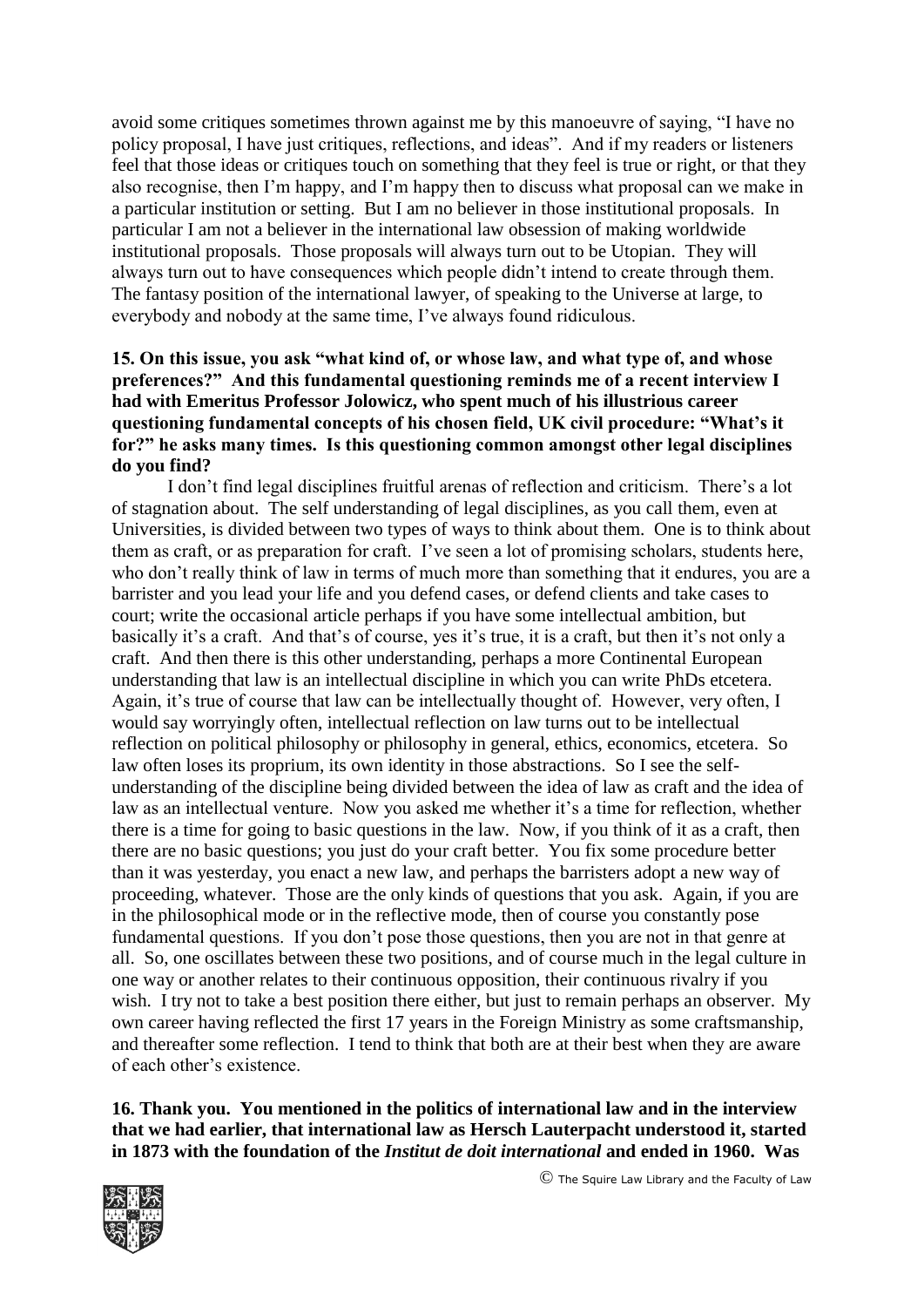avoid some critiques sometimes thrown against me by this manoeuvre of saying, "I have no policy proposal, I have just critiques, reflections, and ideas". And if my readers or listeners feel that those ideas or critiques touch on something that they feel is true or right, or that they also recognise, then I'm happy, and I'm happy then to discuss what proposal can we make in a particular institution or setting. But I am no believer in those institutional proposals. In particular I am not a believer in the international law obsession of making worldwide institutional proposals. Those proposals will always turn out to be Utopian. They will always turn out to have consequences which people didn't intend to create through them. The fantasy position of the international lawyer, of speaking to the Universe at large, to everybody and nobody at the same time, I've always found ridiculous.

**15. On this issue, you ask "what kind of, or whose law, and what type of, and whose preferences?" And this fundamental questioning reminds me of a recent interview I had with Emeritus Professor Jolowicz, who spent much of his illustrious career questioning fundamental concepts of his chosen field, UK civil procedure: "What's it for?" he asks many times. Is this questioning common amongst other legal disciplines do you find?**

I don't find legal disciplines fruitful arenas of reflection and criticism. There's a lot of stagnation about. The self understanding of legal disciplines, as you call them, even at Universities, is divided between two types of ways to think about them. One is to think about them as craft, or as preparation for craft. I've seen a lot of promising scholars, students here, who don't really think of law in terms of much more than something that it endures, you are a barrister and you lead your life and you defend cases, or defend clients and take cases to court; write the occasional article perhaps if you have some intellectual ambition, but basically it's a craft. And that's of course, yes it's true, it is a craft, but then it's not only a craft. And then there is this other understanding, perhaps a more Continental European understanding that law is an intellectual discipline in which you can write PhDs etcetera. Again, it's true of course that law can be intellectually thought of. However, very often, I would say worryingly often, intellectual reflection on law turns out to be intellectual reflection on political philosophy or philosophy in general, ethics, economics, etcetera. So law often loses its proprium, its own identity in those abstractions. So I see the self-understanding of the discipline being divided between the idea of law as craft and the idea of law as an intellectual venture. Now you asked me whether it's a time for reflection, whether there is a time for going to basic questions in the law. Now, if you think of it as a craft, then there are no basic questions; you just do your craft better. You fix some procedure better than it was yesterday, you enact a new law, and perhaps the barristers adopt a new way of proceeding, whatever. Those are the only kinds of questions that you ask. Again, if you are in the philosophical mode or in the reflective mode, then of course you constantly pose fundamental questions. If you don't pose those questions, then you are not in that genre at all. So, one oscillates between these two positions, and of course much in the legal culture in one way or another relates to their continuous opposition, their continuous rivalry if you wish. I try not to take a best position there either, but just to remain perhaps an observer. My own career having reflected the first 17 years in the Foreign Ministry as some craftsmanship, and thereafter some reflection. I tend to think that both are at their best when they are aware of each other's existence.

**16. Thank you. You mentioned in the politics of international law and in the interview that we had earlier, that international law as Hersch Lauterpacht understood it, started in 1873 with the foundation of the *Institut de doit international* and ended in 1960. Was**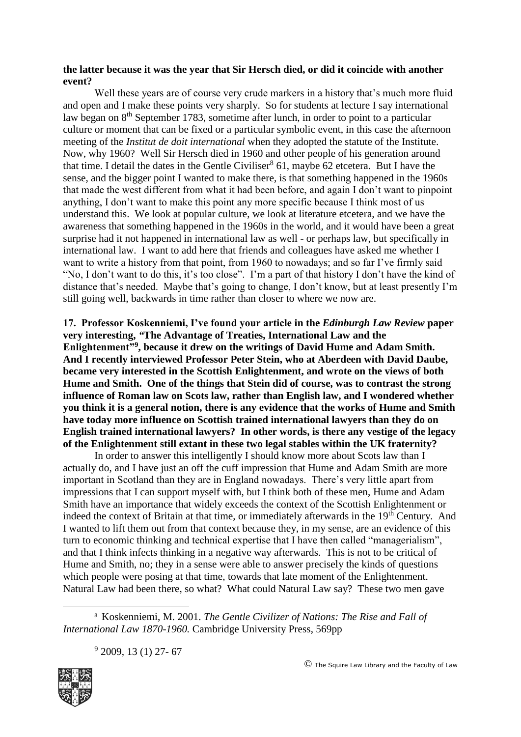**the latter because it was the year that Sir Hersch died, or did it coincide with another event?**

Well these years are of course very crude markers in a history that's much more fluid and open and I make these points very sharply. So for students at lecture I say international law began on 8th September 1783, sometime after lunch, in order to point to a particular culture or moment that can be fixed or a particular symbolic event, in this case the afternoon meeting of the *Institut de doit international* when they adopted the statute of the Institute. Now, why 1960? Well Sir Hersch died in 1960 and other people of his generation around that time. I detail the dates in the Gentle Civiliser[8] 61, maybe 62 etcetera. But I have the sense, and the bigger point I wanted to make there, is that something happened in the 1960s that made the west different from what it had been before, and again I don't want to pinpoint anything, I don't want to make this point any more specific because I think most of us understand this. We look at popular culture, we look at literature etcetera, and we have the awareness that something happened in the 1960s in the world, and it would have been a great surprise had it not happened in international law as well - or perhaps law, but specifically in international law. I want to add here that friends and colleagues have asked me whether I want to write a history from that point, from 1960 to nowadays; and so far I've firmly said "No, I don't want to do this, it's too close". I'm a part of that history I don't have the kind of distance that's needed. Maybe that's going to change, I don't know, but at least presently I'm still going well, backwards in time rather than closer to where we now are.

**17. Professor Koskenniemi, I've found your article in the *Edinburgh Law Review* paper very interesting, "The Advantage of Treaties, International Law and the Enlightenment"[9], because it drew on the writings of David Hume and Adam Smith. And I recently interviewed Professor Peter Stein, who at Aberdeen with David Daube, became very interested in the Scottish Enlightenment, and wrote on the views of both Hume and Smith. One of the things that Stein did of course, was to contrast the strong influence of Roman law on Scots law, rather than English law, and I wondered whether you think it is a general notion, there is any evidence that the works of Hume and Smith have today more influence on Scottish trained international lawyers than they do on English trained international lawyers? In other words, is there any vestige of the legacy of the Enlightenment still extant in these two legal stables within the UK fraternity?**

In order to answer this intelligently I should know more about Scots law than I actually do, and I have just an off the cuff impression that Hume and Adam Smith are more important in Scotland than they are in England nowadays. There's very little apart from impressions that I can support myself with, but I think both of these men, Hume and Adam Smith have an importance that widely exceeds the context of the Scottish Enlightenment or indeed the context of Britain at that time, or immediately afterwards in the 19th Century. And I wanted to lift them out from that context because they, in my sense, are an evidence of this turn to economic thinking and technical expertise that I have then called "managerialism", and that I think infects thinking in a negative way afterwards. This is not to be critical of Hume and Smith, no; they in a sense were able to answer precisely the kinds of questions which people were posing at that time, towards that late moment of the Enlightenment. Natural Law had been there, so what? What could Natural Law say? These two men gave

---

[8] Koskenniemi, M. 2001. *The Gentle Civilizer of Nations: The Rise and Fall of International Law 1870-1960.* Cambridge University Press, 569pp

[9] 2009, 13 (1) 27- 67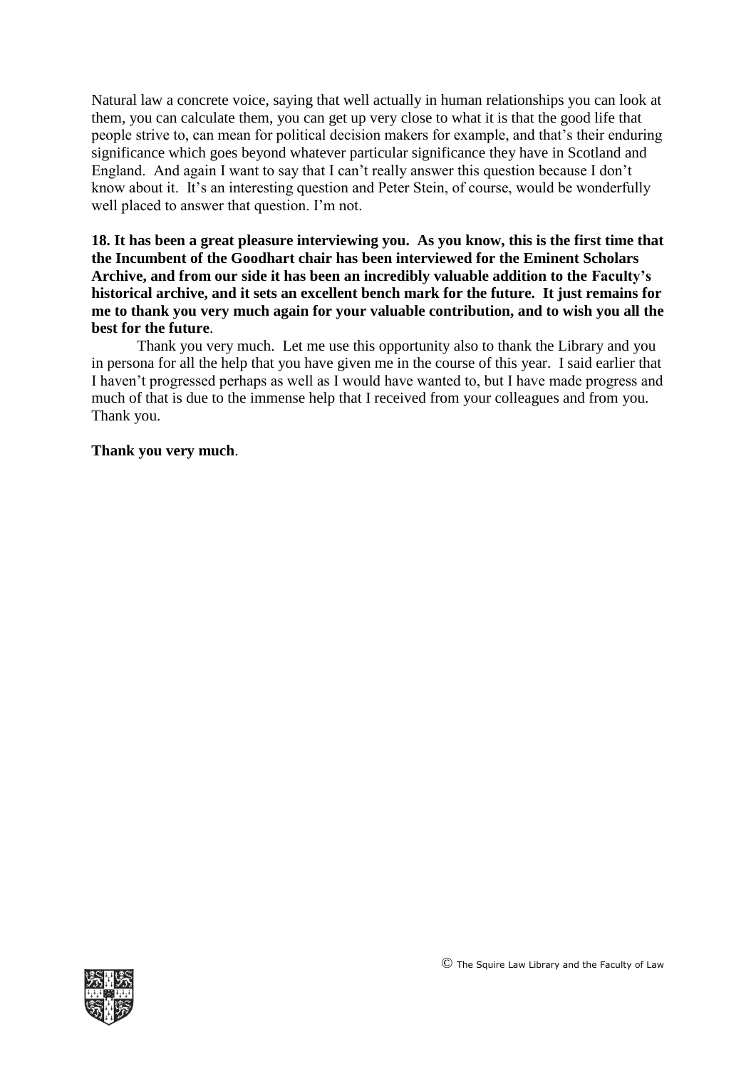Natural law a concrete voice, saying that well actually in human relationships you can look at them, you can calculate them, you can get up very close to what it is that the good life that people strive to, can mean for political decision makers for example, and that's their enduring significance which goes beyond whatever particular significance they have in Scotland and England. And again I want to say that I can't really answer this question because I don't know about it. It's an interesting question and Peter Stein, of course, would be wonderfully well placed to answer that question. I'm not.

**18. It has been a great pleasure interviewing you. As you know, this is the first time that the Incumbent of the Goodhart chair has been interviewed for the Eminent Scholars Archive, and from our side it has been an incredibly valuable addition to the Faculty's historical archive, and it sets an excellent bench mark for the future. It just remains for me to thank you very much again for your valuable contribution, and to wish you all the best for the future**.

Thank you very much. Let me use this opportunity also to thank the Library and you in persona for all the help that you have given me in the course of this year. I said earlier that I haven't progressed perhaps as well as I would have wanted to, but I have made progress and much of that is due to the immense help that I received from your colleagues and from you. Thank you.

**Thank you very much**.